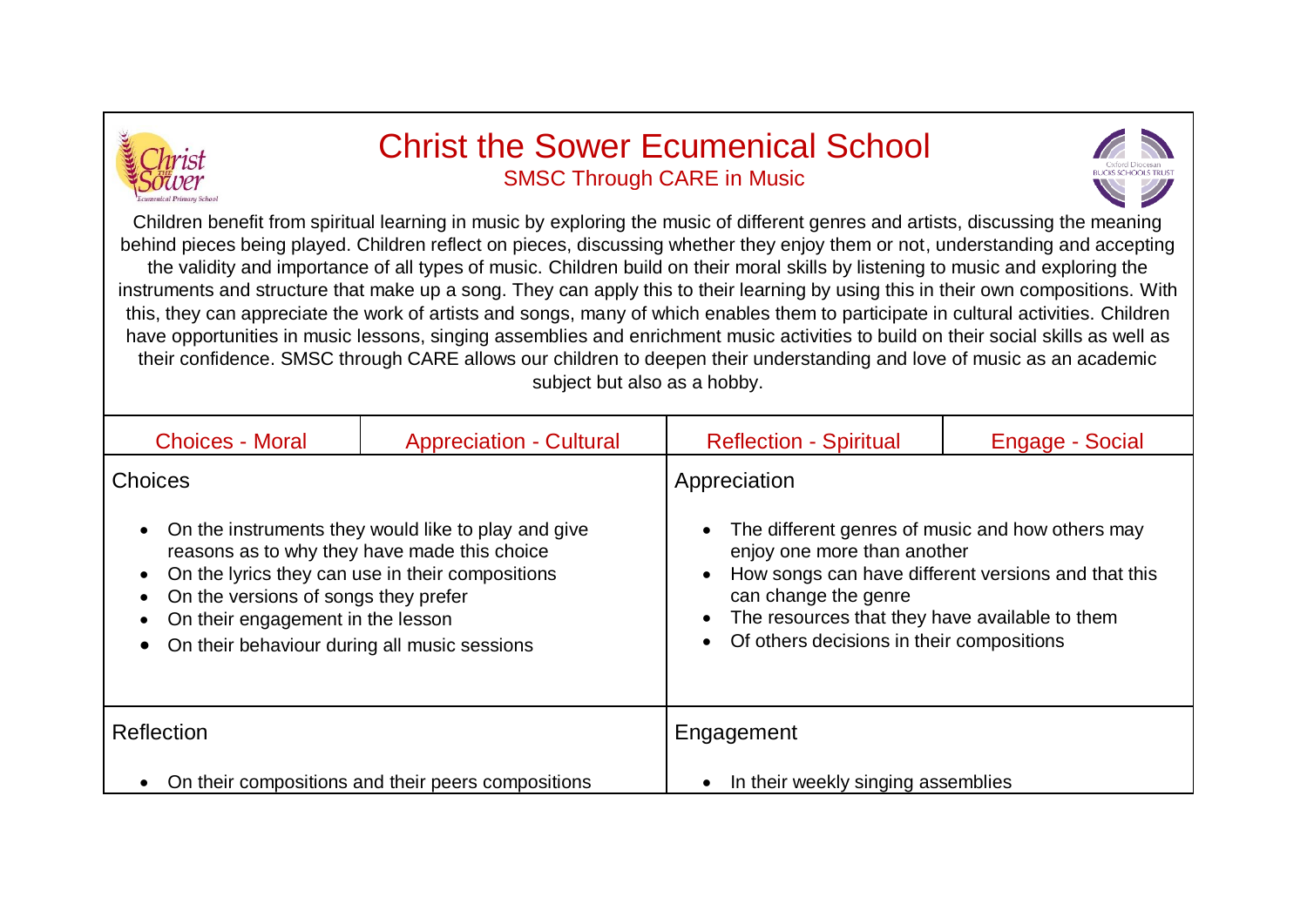# Christ the Sower Ecumenical School

## SMSC Through CARE in Music

Children benefit from spiritual learning in music by exploring the music of different genres and artists, discussing the meaning behind pieces being played. Children reflect on pieces, discussing whether they enjoy them or not, understanding and accepting the validity and importance of all types of music. Children build on their moral skills by listening to music and exploring the instruments and structure that make up a song. They can apply this to their learning by using this in their own compositions. With this, they can appreciate the work of artists and songs, many of which enables them to participate in cultural activities. Children have opportunities in music lessons, singing assemblies and enrichment music activities to build on their social skills as well as their confidence. SMSC through CARE allows our children to deepen their understanding and love of music as an academic subject but also as a hobby.

| Choices - Moral | Appreciation - Cultural | Reflection - Spiritual | Engage - Social |
|---|---|---|---|

### Choices

- On the instruments they would like to play and give reasons as to why they have made this choice
- On the lyrics they can use in their compositions
- On the versions of songs they prefer
- On their engagement in the lesson
- On their behaviour during all music sessions

### Appreciation

- The different genres of music and how others may enjoy one more than another
- How songs can have different versions and that this can change the genre
- The resources that they have available to them
- Of others decisions in their compositions

### Reflection

- On their compositions and their peers compositions

### Engagement

- In their weekly singing assemblies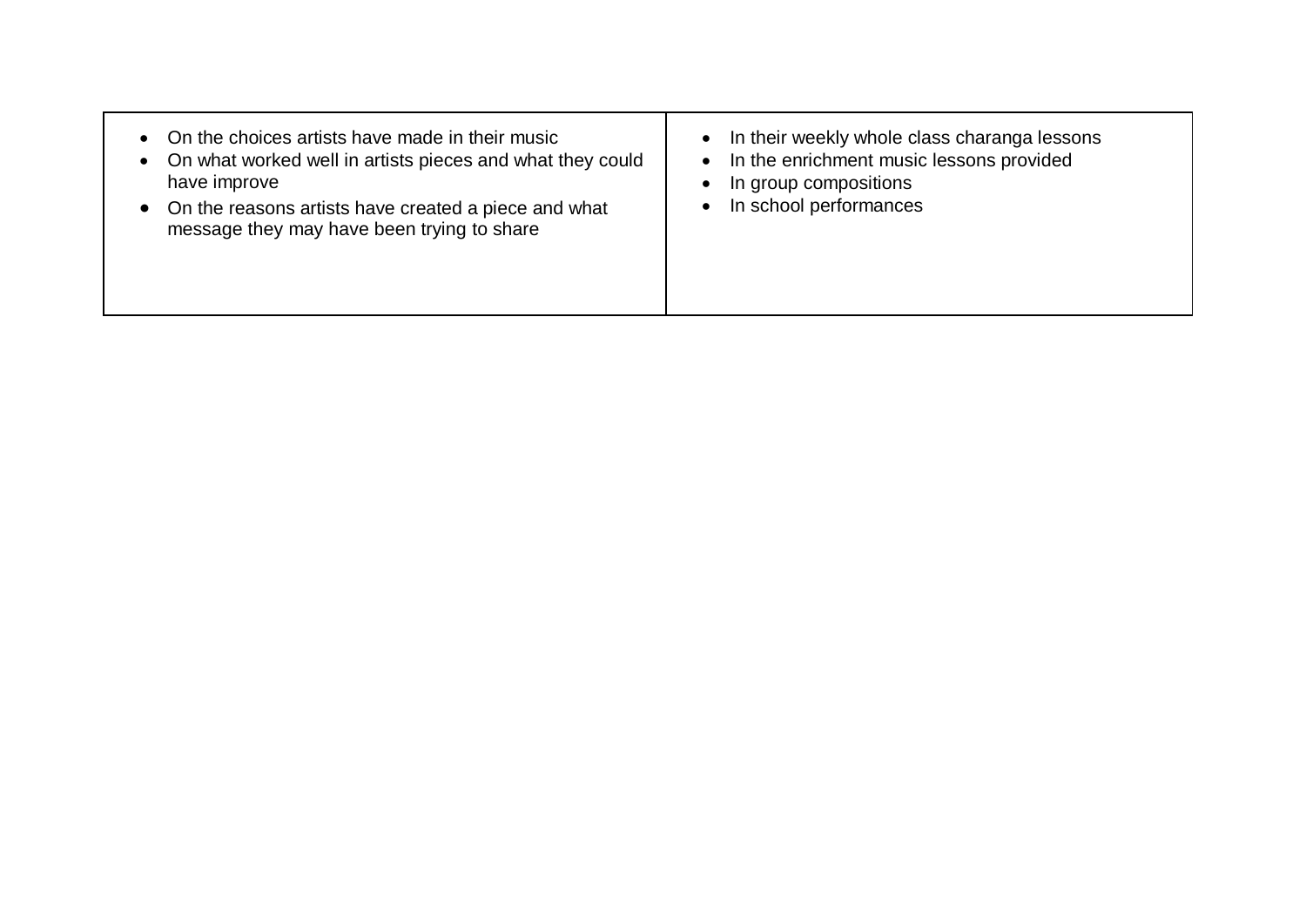| | |
|---|---|
| • On the choices artists have made in their music<br>• On what worked well in artists pieces and what they could have improve<br>• On the reasons artists have created a piece and what message they may have been trying to share | • In their weekly whole class charanga lessons<br>• In the enrichment music lessons provided<br>• In group compositions<br>• In school performances |